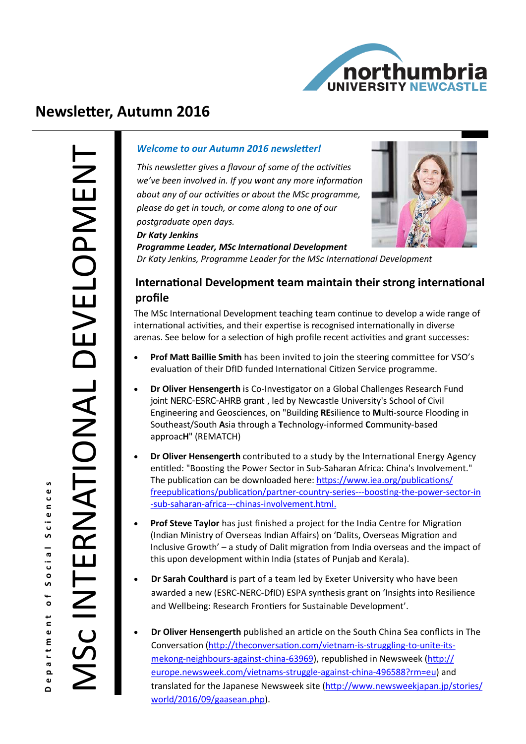# Newsletter, Autumn 2016

# MSc INTERNATIONAL DEVELOPMENT

Department of Social Sciences

***Welcome to our Autumn 2016 newsletter!***

*This newsletter gives a flavour of some of the activities we've been involved in. If you want any more information about any of our activities or about the MSc programme, please do get in touch, or come along to one of our postgraduate open days.*

***Dr Katy Jenkins***
***Programme Leader, MSc International Development***

*Dr Katy Jenkins, Programme Leader for the MSc International Development*

## International Development team maintain their strong international profile

The MSc International Development teaching team continue to develop a wide range of international activities, and their expertise is recognised internationally in diverse arenas. See below for a selection of high profile recent activities and grant successes:

- **Prof Matt Baillie Smith** has been invited to join the steering committee for VSO's evaluation of their DfID funded International Citizen Service programme.

- **Dr Oliver Hensengerth** is Co-Investigator on a Global Challenges Research Fund joint NERC-ESRC-AHRB grant , led by Newcastle University's School of Civil Engineering and Geosciences, on "Building **RE**silience to **M**ulti-source Flooding in Southeast/South **A**sia through a **T**echnology-informed **C**ommunity-based approac**H**" (REMATCH)

- **Dr Oliver Hensengerth** contributed to a study by the International Energy Agency entitled: "Boosting the Power Sector in Sub-Saharan Africa: China's Involvement." The publication can be downloaded here: https://www.iea.org/publications/freepublications/publication/partner-country-series---boosting-the-power-sector-in-sub-saharan-africa---chinas-involvement.html.

- **Prof Steve Taylor** has just finished a project for the India Centre for Migration (Indian Ministry of Overseas Indian Affairs) on 'Dalits, Overseas Migration and Inclusive Growth' – a study of Dalit migration from India overseas and the impact of this upon development within India (states of Punjab and Kerala).

- **Dr Sarah Coulthard** is part of a team led by Exeter University who have been awarded a new (ESRC-NERC-DfID) ESPA synthesis grant on 'Insights into Resilience and Wellbeing: Research Frontiers for Sustainable Development'.

- **Dr Oliver Hensengerth** published an article on the South China Sea conflicts in The Conversation (http://theconversation.com/vietnam-is-struggling-to-unite-its-mekong-neighbours-against-china-63969), republished in Newsweek (http://europe.newsweek.com/vietnams-struggle-against-china-496588?rm=eu) and translated for the Japanese Newsweek site (http://www.newsweekjapan.jp/stories/world/2016/09/gaasean.php).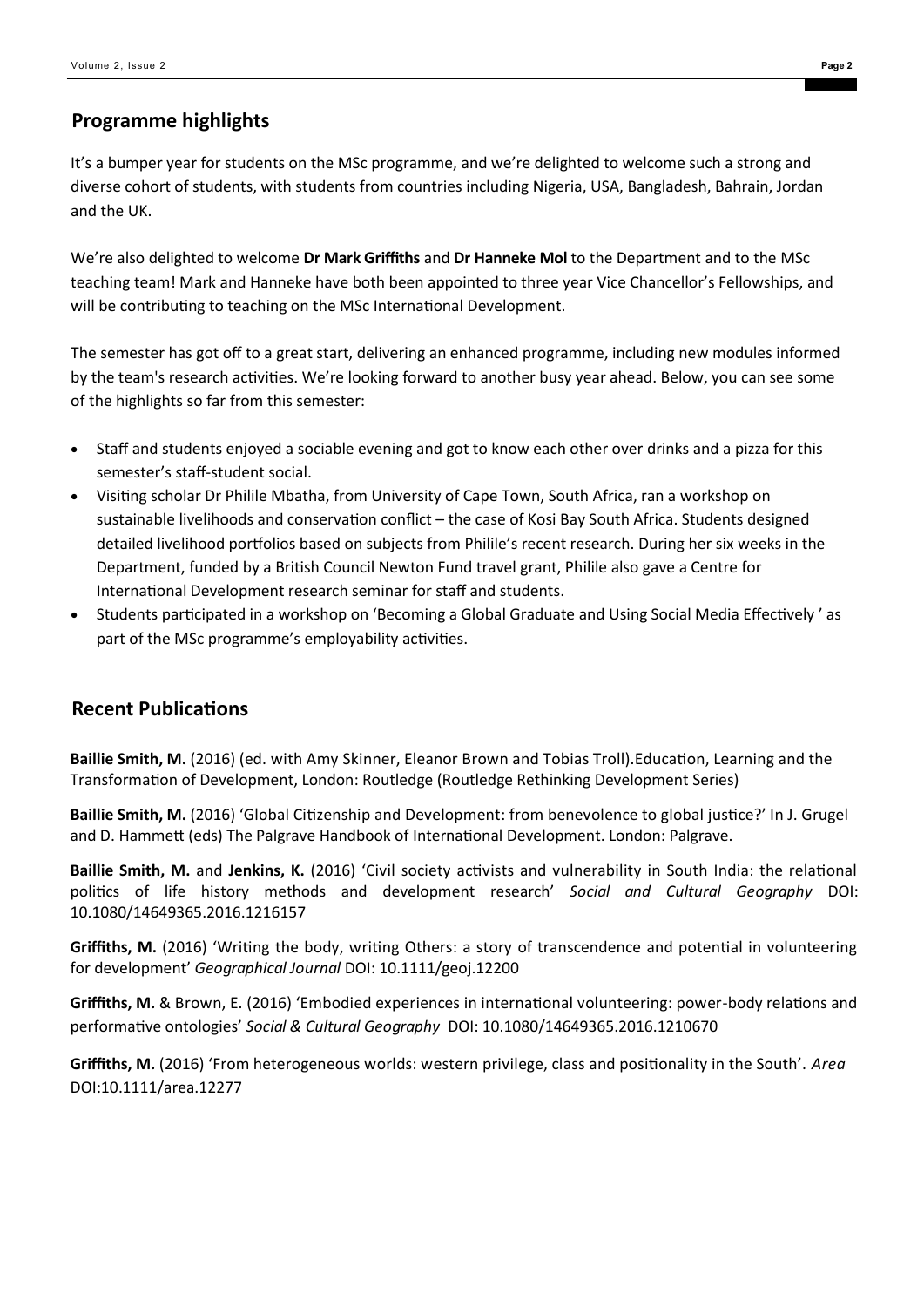## Programme highlights

It's a bumper year for students on the MSc programme, and we're delighted to welcome such a strong and diverse cohort of students, with students from countries including Nigeria, USA, Bangladesh, Bahrain, Jordan and the UK.

We're also delighted to welcome **Dr Mark Griffiths** and **Dr Hanneke Mol** to the Department and to the MSc teaching team! Mark and Hanneke have both been appointed to three year Vice Chancellor's Fellowships, and will be contributing to teaching on the MSc International Development.

The semester has got off to a great start, delivering an enhanced programme, including new modules informed by the team's research activities. We're looking forward to another busy year ahead. Below, you can see some of the highlights so far from this semester:

- Staff and students enjoyed a sociable evening and got to know each other over drinks and a pizza for this semester's staff-student social.
- Visiting scholar Dr Philile Mbatha, from University of Cape Town, South Africa, ran a workshop on sustainable livelihoods and conservation conflict – the case of Kosi Bay South Africa. Students designed detailed livelihood portfolios based on subjects from Philile's recent research. During her six weeks in the Department, funded by a British Council Newton Fund travel grant, Philile also gave a Centre for International Development research seminar for staff and students.
- Students participated in a workshop on 'Becoming a Global Graduate and Using Social Media Effectively ' as part of the MSc programme's employability activities.

## Recent Publications

**Baillie Smith, M.** (2016) (ed. with Amy Skinner, Eleanor Brown and Tobias Troll).Education, Learning and the Transformation of Development, London: Routledge (Routledge Rethinking Development Series)

**Baillie Smith, M.** (2016) 'Global Citizenship and Development: from benevolence to global justice?' In J. Grugel and D. Hammett (eds) The Palgrave Handbook of International Development. London: Palgrave.

**Baillie Smith, M.** and **Jenkins, K.** (2016) 'Civil society activists and vulnerability in South India: the relational politics of life history methods and development research' *Social and Cultural Geography* DOI: 10.1080/14649365.2016.1216157

**Griffiths, M.** (2016) 'Writing the body, writing Others: a story of transcendence and potential in volunteering for development' *Geographical Journal* DOI: 10.1111/geoj.12200

**Griffiths, M.** & Brown, E. (2016) 'Embodied experiences in international volunteering: power-body relations and performative ontologies' *Social & Cultural Geography* DOI: 10.1080/14649365.2016.1210670

**Griffiths, M.** (2016) 'From heterogeneous worlds: western privilege, class and positionality in the South'. *Area* DOI:10.1111/area.12277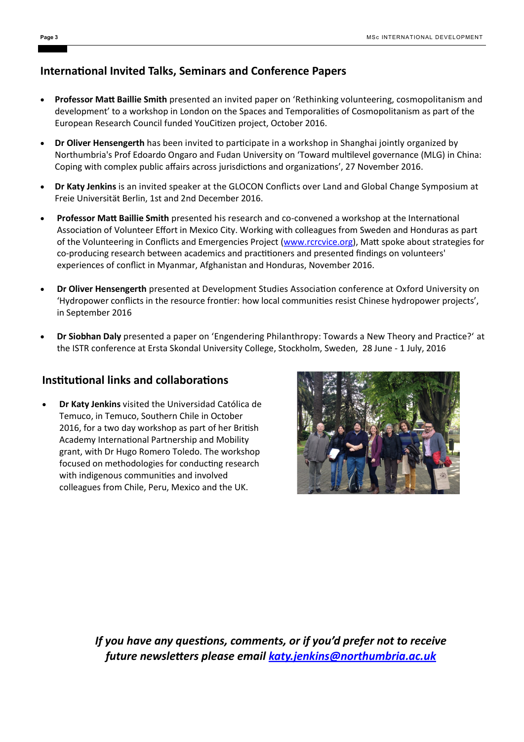## International Invited Talks, Seminars and Conference Papers

- **Professor Matt Baillie Smith** presented an invited paper on 'Rethinking volunteering, cosmopolitanism and development' to a workshop in London on the Spaces and Temporalities of Cosmopolitanism as part of the European Research Council funded YouCitizen project, October 2016.
- **Dr Oliver Hensengerth** has been invited to participate in a workshop in Shanghai jointly organized by Northumbria's Prof Edoardo Ongaro and Fudan University on 'Toward multilevel governance (MLG) in China: Coping with complex public affairs across jurisdictions and organizations', 27 November 2016.
- **Dr Katy Jenkins** is an invited speaker at the GLOCON Conflicts over Land and Global Change Symposium at Freie Universität Berlin, 1st and 2nd December 2016.
- **Professor Matt Baillie Smith** presented his research and co-convened a workshop at the International Association of Volunteer Effort in Mexico City. Working with colleagues from Sweden and Honduras as part of the Volunteering in Conflicts and Emergencies Project (www.rcrcvice.org), Matt spoke about strategies for co-producing research between academics and practitioners and presented findings on volunteers' experiences of conflict in Myanmar, Afghanistan and Honduras, November 2016.
- **Dr Oliver Hensengerth** presented at Development Studies Association conference at Oxford University on 'Hydropower conflicts in the resource frontier: how local communities resist Chinese hydropower projects', in September 2016
- **Dr Siobhan Daly** presented a paper on 'Engendering Philanthropy: Towards a New Theory and Practice?' at the ISTR conference at Ersta Skondal University College, Stockholm, Sweden, 28 June - 1 July, 2016

## Institutional links and collaborations

- **Dr Katy Jenkins** visited the Universidad Católica de Temuco, in Temuco, Southern Chile in October 2016, for a two day workshop as part of her British Academy International Partnership and Mobility grant, with Dr Hugo Romero Toledo. The workshop focused on methodologies for conducting research with indigenous communities and involved colleagues from Chile, Peru, Mexico and the UK.

***If you have any questions, comments, or if you'd prefer not to receive future newsletters please email katy.jenkins@northumbria.ac.uk***